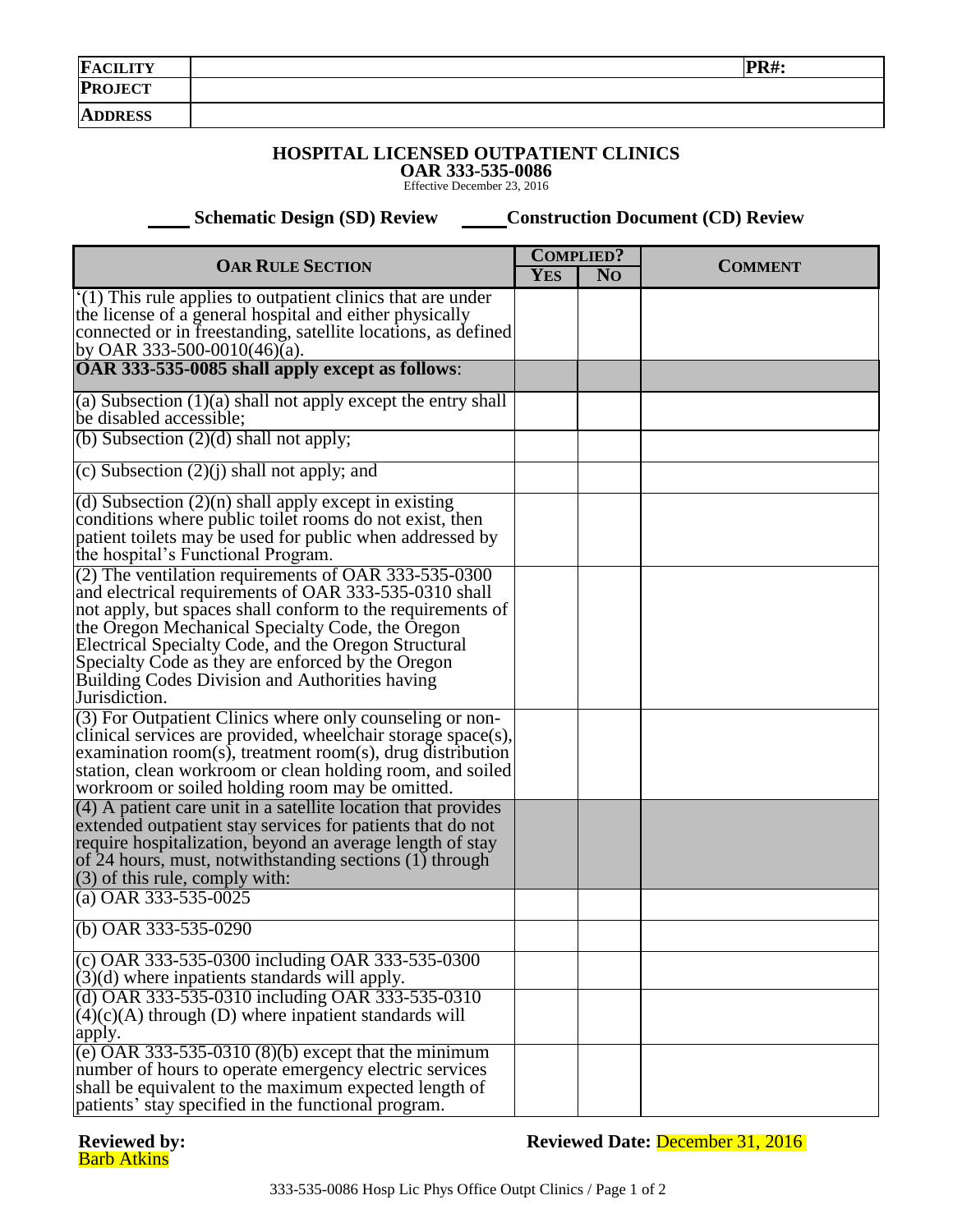| FACILITY | | PR#: |
|---|---|---|
| PROJECT | | |
| ADDRESS | | |

# HOSPITAL LICENSED OUTPATIENT CLINICS

## OAR 333-535-0086

Effective December 23, 2016

_____ **Schematic Design (SD) Review** _____ **Construction Document (CD) Review**

| OAR RULE SECTION | COMPLIED? | | COMMENT |
|---|---|---|---|
| | YES | NO | |
| '(1) This rule applies to outpatient clinics that are under the license of a general hospital and either physically connected or in freestanding, satellite locations, as defined by OAR 333-500-0010(46)(a). | | | |
| **OAR 333-535-0085 shall apply except as follows**: | | | |
| (a) Subsection (1)(a) shall not apply except the entry shall be disabled accessible; | | | |
| (b) Subsection (2)(d) shall not apply; | | | |
| (c) Subsection (2)(j) shall not apply; and | | | |
| (d) Subsection (2)(n) shall apply except in existing conditions where public toilet rooms do not exist, then patient toilets may be used for public when addressed by the hospital's Functional Program. | | | |
| (2) The ventilation requirements of OAR 333-535-0300 and electrical requirements of OAR 333-535-0310 shall not apply, but spaces shall conform to the requirements of the Oregon Mechanical Specialty Code, the Oregon Electrical Specialty Code, and the Oregon Structural Specialty Code as they are enforced by the Oregon Building Codes Division and Authorities having Jurisdiction. | | | |
| (3) For Outpatient Clinics where only counseling or non-clinical services are provided, wheelchair storage space(s), examination room(s), treatment room(s), drug distribution station, clean workroom or clean holding room, and soiled workroom or soiled holding room may be omitted. | | | |
| (4) A patient care unit in a satellite location that provides extended outpatient stay services for patients that do not require hospitalization, beyond an average length of stay of 24 hours, must, notwithstanding sections (1) through (3) of this rule, comply with: | | | |
| (a) OAR 333-535-0025 | | | |
| (b) OAR 333-535-0290 | | | |
| (c) OAR 333-535-0300 including OAR 333-535-0300 (3)(d) where inpatients standards will apply. | | | |
| (d) OAR 333-535-0310 including OAR 333-535-0310 (4)(c)(A) through (D) where inpatient standards will apply. | | | |
| (e) OAR 333-535-0310 (8)(b) except that the minimum number of hours to operate emergency electric services shall be equivalent to the maximum expected length of patients' stay specified in the functional program. | | | |

**Reviewed by:** Barb Atkins

**Reviewed Date:** December 31, 2016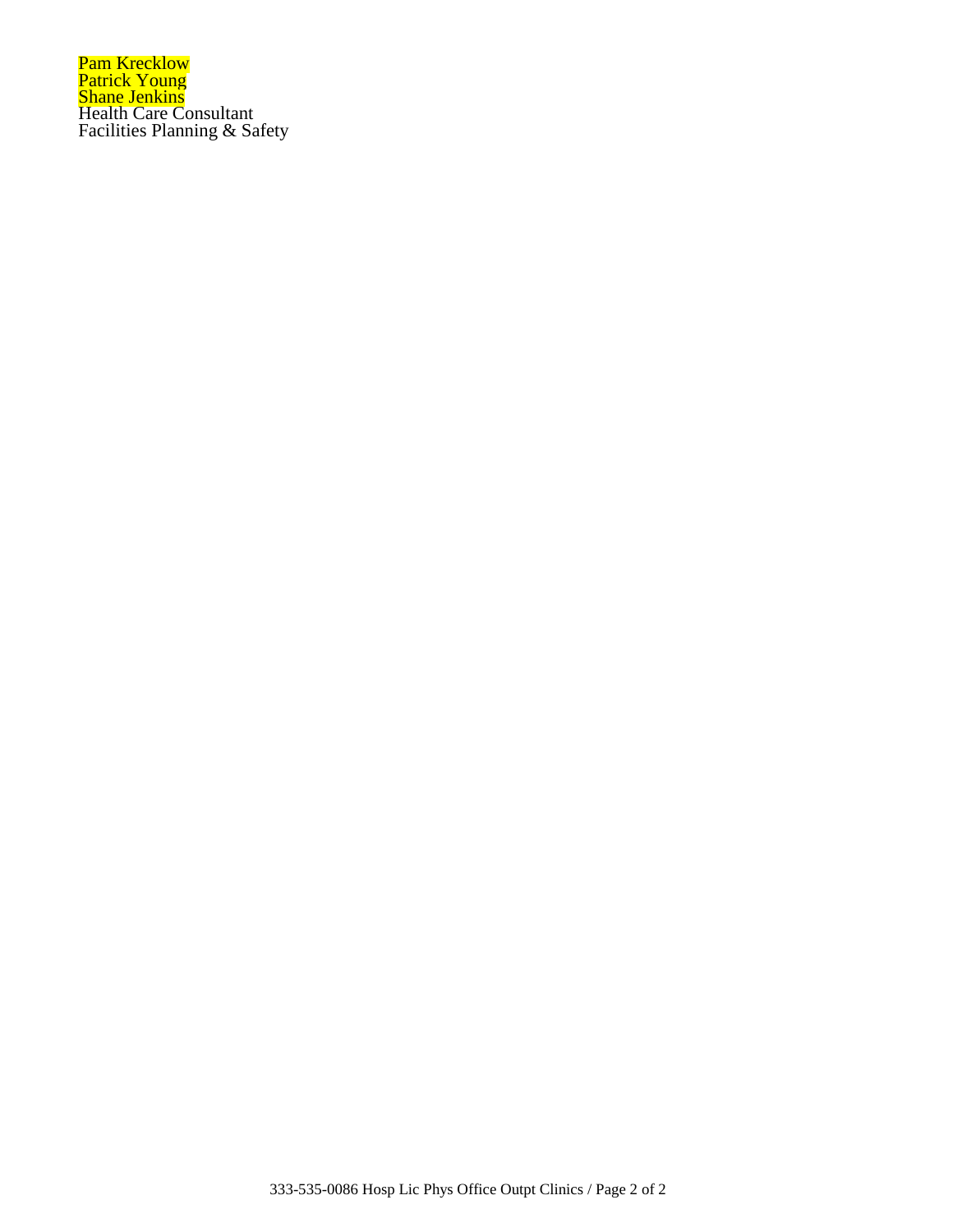Pam Krecklow
Patrick Young
Shane Jenkins
Health Care Consultant
Facilities Planning & Safety